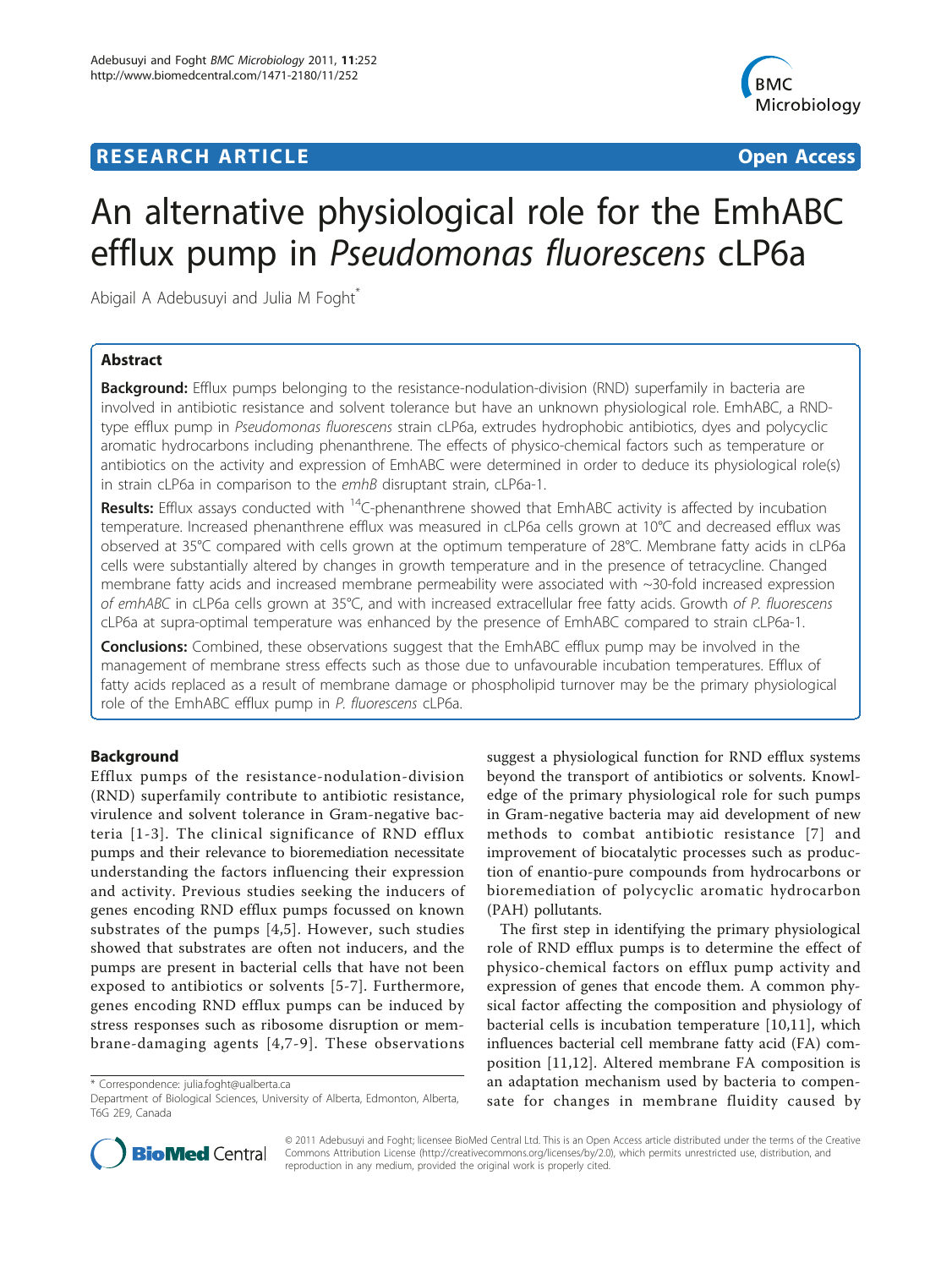**RESEARCH ARTICLE** **Open Access**

# An alternative physiological role for the EmhABC efflux pump in *Pseudomonas fluorescens* cLP6a

Abigail A Adebusuyi and Julia M Foght*

## Abstract

**Background:** Efflux pumps belonging to the resistance-nodulation-division (RND) superfamily in bacteria are involved in antibiotic resistance and solvent tolerance but have an unknown physiological role. EmhABC, a RND-type efflux pump in *Pseudomonas fluorescens* strain cLP6a, extrudes hydrophobic antibiotics, dyes and polycyclic aromatic hydrocarbons including phenanthrene. The effects of physico-chemical factors such as temperature or antibiotics on the activity and expression of EmhABC were determined in order to deduce its physiological role(s) in strain cLP6a in comparison to the *emhB* disruptant strain, cLP6a-1.

**Results:** Efflux assays conducted with $^{14}$C-phenanthrene showed that EmhABC activity is affected by incubation temperature. Increased phenanthrene efflux was measured in cLP6a cells grown at 10°C and decreased efflux was observed at 35°C compared with cells grown at the optimum temperature of 28°C. Membrane fatty acids in cLP6a cells were substantially altered by changes in growth temperature and in the presence of tetracycline. Changed membrane fatty acids and increased membrane permeability were associated with ~30-fold increased expression of *emhABC* in cLP6a cells grown at 35°C, and with increased extracellular free fatty acids. Growth of *P. fluorescens* cLP6a at supra-optimal temperature was enhanced by the presence of EmhABC compared to strain cLP6a-1.

**Conclusions:** Combined, these observations suggest that the EmhABC efflux pump may be involved in the management of membrane stress effects such as those due to unfavourable incubation temperatures. Efflux of fatty acids replaced as a result of membrane damage or phospholipid turnover may be the primary physiological role of the EmhABC efflux pump in *P. fluorescens* cLP6a.

## Background

Efflux pumps of the resistance-nodulation-division (RND) superfamily contribute to antibiotic resistance, virulence and solvent tolerance in Gram-negative bacteria [1-3]. The clinical significance of RND efflux pumps and their relevance to bioremediation necessitate understanding the factors influencing their expression and activity. Previous studies seeking the inducers of genes encoding RND efflux pumps focussed on known substrates of the pumps [4,5]. However, such studies showed that substrates are often not inducers, and the pumps are present in bacterial cells that have not been exposed to antibiotics or solvents [5-7]. Furthermore, genes encoding RND efflux pumps can be induced by stress responses such as ribosome disruption or membrane-damaging agents [4,7-9]. These observations suggest a physiological function for RND efflux systems beyond the transport of antibiotics or solvents. Knowledge of the primary physiological role for such pumps in Gram-negative bacteria may aid development of new methods to combat antibiotic resistance [7] and improvement of biocatalytic processes such as production of enantio-pure compounds from hydrocarbons or bioremediation of polycyclic aromatic hydrocarbon (PAH) pollutants.

The first step in identifying the primary physiological role of RND efflux pumps is to determine the effect of physico-chemical factors on efflux pump activity and expression of genes that encode them. A common physical factor affecting the composition and physiology of bacterial cells is incubation temperature [10,11], which influences bacterial cell membrane fatty acid (FA) composition [11,12]. Altered membrane FA composition is an adaptation mechanism used by bacteria to compensate for changes in membrane fluidity caused by

* Correspondence: julia.foght@ualberta.ca
Department of Biological Sciences, University of Alberta, Edmonton, Alberta, T6G 2E9, Canada

© 2011 Adebusuyi and Foght; licensee BioMed Central Ltd. This is an Open Access article distributed under the terms of the Creative Commons Attribution License (http://creativecommons.org/licenses/by/2.0), which permits unrestricted use, distribution, and reproduction in any medium, provided the original work is properly cited.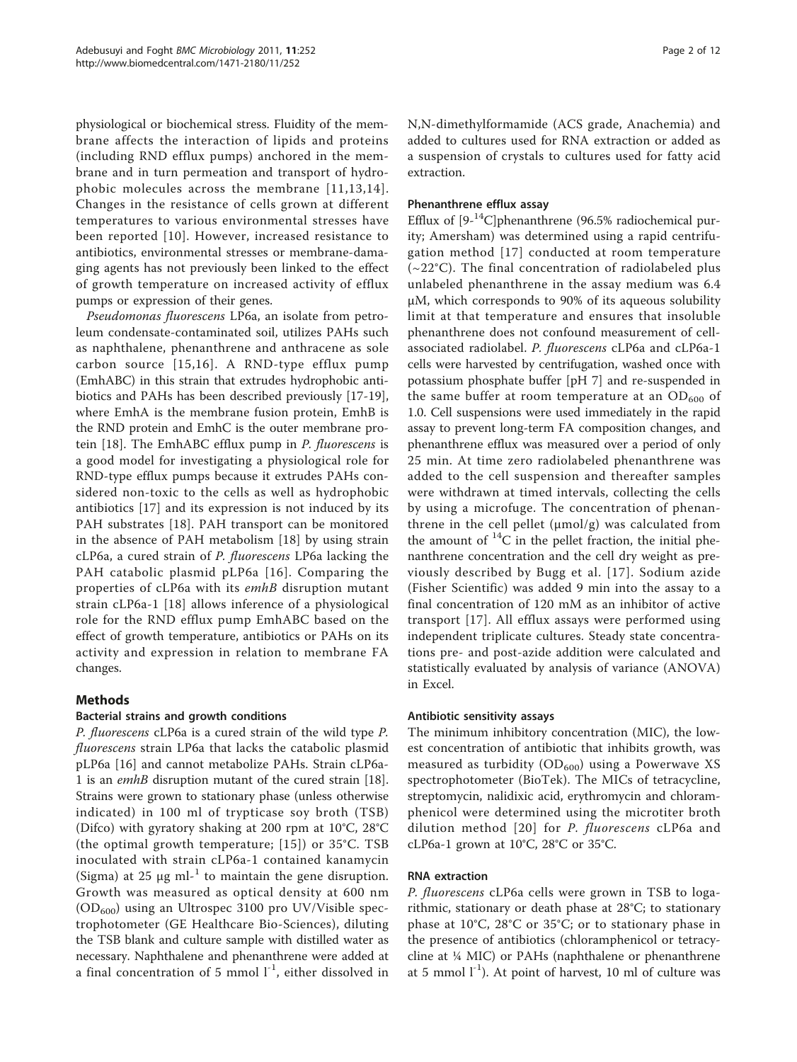physiological or biochemical stress. Fluidity of the membrane affects the interaction of lipids and proteins (including RND efflux pumps) anchored in the membrane and in turn permeation and transport of hydrophobic molecules across the membrane [11,13,14]. Changes in the resistance of cells grown at different temperatures to various environmental stresses have been reported [10]. However, increased resistance to antibiotics, environmental stresses or membrane-damaging agents has not previously been linked to the effect of growth temperature on increased activity of efflux pumps or expression of their genes.

*Pseudomonas fluorescens* LP6a, an isolate from petroleum condensate-contaminated soil, utilizes PAHs such as naphthalene, phenanthrene and anthracene as sole carbon source [15,16]. A RND-type efflux pump (EmhABC) in this strain that extrudes hydrophobic antibiotics and PAHs has been described previously [17-19], where EmhA is the membrane fusion protein, EmhB is the RND protein and EmhC is the outer membrane protein [18]. The EmhABC efflux pump in *P. fluorescens* is a good model for investigating a physiological role for RND-type efflux pumps because it extrudes PAHs considered non-toxic to the cells as well as hydrophobic antibiotics [17] and its expression is not induced by its PAH substrates [18]. PAH transport can be monitored in the absence of PAH metabolism [18] by using strain cLP6a, a cured strain of *P. fluorescens* LP6a lacking the PAH catabolic plasmid pLP6a [16]. Comparing the properties of cLP6a with its *emhB* disruption mutant strain cLP6a-1 [18] allows inference of a physiological role for the RND efflux pump EmhABC based on the effect of growth temperature, antibiotics or PAHs on its activity and expression in relation to membrane FA changes.

## Methods

### Bacterial strains and growth conditions

*P. fluorescens* cLP6a is a cured strain of the wild type *P. fluorescens* strain LP6a that lacks the catabolic plasmid pLP6a [16] and cannot metabolize PAHs. Strain cLP6a-1 is an *emhB* disruption mutant of the cured strain [18]. Strains were grown to stationary phase (unless otherwise indicated) in 100 ml of trypticase soy broth (TSB) (Difco) with gyratory shaking at 200 rpm at 10°C, 28°C (the optimal growth temperature; [15]) or 35°C. TSB inoculated with strain cLP6a-1 contained kanamycin (Sigma) at 25 μg ml-[1] to maintain the gene disruption. Growth was measured as optical density at 600 nm ($OD_{600}$) using an Ultrospec 3100 pro UV/Visible spectrophotometer (GE Healthcare Bio-Sciences), diluting the TSB blank and culture sample with distilled water as necessary. Naphthalene and phenanthrene were added at a final concentration of 5 mmol $l^{-1}$, either dissolved in N,N-dimethylformamide (ACS grade, Anachemia) and added to cultures used for RNA extraction or added as a suspension of crystals to cultures used for fatty acid extraction.

### Phenanthrene efflux assay

Efflux of [9-$^{14}$C]phenanthrene (96.5% radiochemical purity; Amersham) was determined using a rapid centrifugation method [17] conducted at room temperature (~22°C). The final concentration of radiolabeled plus unlabeled phenanthrene in the assay medium was 6.4 μM, which corresponds to 90% of its aqueous solubility limit at that temperature and ensures that insoluble phenanthrene does not confound measurement of cell-associated radiolabel. *P. fluorescens* cLP6a and cLP6a-1 cells were harvested by centrifugation, washed once with potassium phosphate buffer [pH 7] and re-suspended in the same buffer at room temperature at an $OD_{600}$ of 1.0. Cell suspensions were used immediately in the rapid assay to prevent long-term FA composition changes, and phenanthrene efflux was measured over a period of only 25 min. At time zero radiolabeled phenanthrene was added to the cell suspension and thereafter samples were withdrawn at timed intervals, collecting the cells by using a microfuge. The concentration of phenanthrene in the cell pellet (μmol/g) was calculated from the amount of $^{14}$C in the pellet fraction, the initial phenanthrene concentration and the cell dry weight as previously described by Bugg et al. [17]. Sodium azide (Fisher Scientific) was added 9 min into the assay to a final concentration of 120 mM as an inhibitor of active transport [17]. All efflux assays were performed using independent triplicate cultures. Steady state concentrations pre- and post-azide addition were calculated and statistically evaluated by analysis of variance (ANOVA) in Excel.

### Antibiotic sensitivity assays

The minimum inhibitory concentration (MIC), the lowest concentration of antibiotic that inhibits growth, was measured as turbidity ($OD_{600}$) using a Powerwave XS spectrophotometer (BioTek). The MICs of tetracycline, streptomycin, nalidixic acid, erythromycin and chloramphenicol were determined using the microtiter broth dilution method [20] for *P. fluorescens* cLP6a and cLP6a-1 grown at 10°C, 28°C or 35°C.

### RNA extraction

*P. fluorescens* cLP6a cells were grown in TSB to logarithmic, stationary or death phase at 28°C; to stationary phase at 10°C, 28°C or 35°C; or to stationary phase in the presence of antibiotics (chloramphenicol or tetracycline at ¼ MIC) or PAHs (naphthalene or phenanthrene at 5 mmol $l^{-1}$). At point of harvest, 10 ml of culture was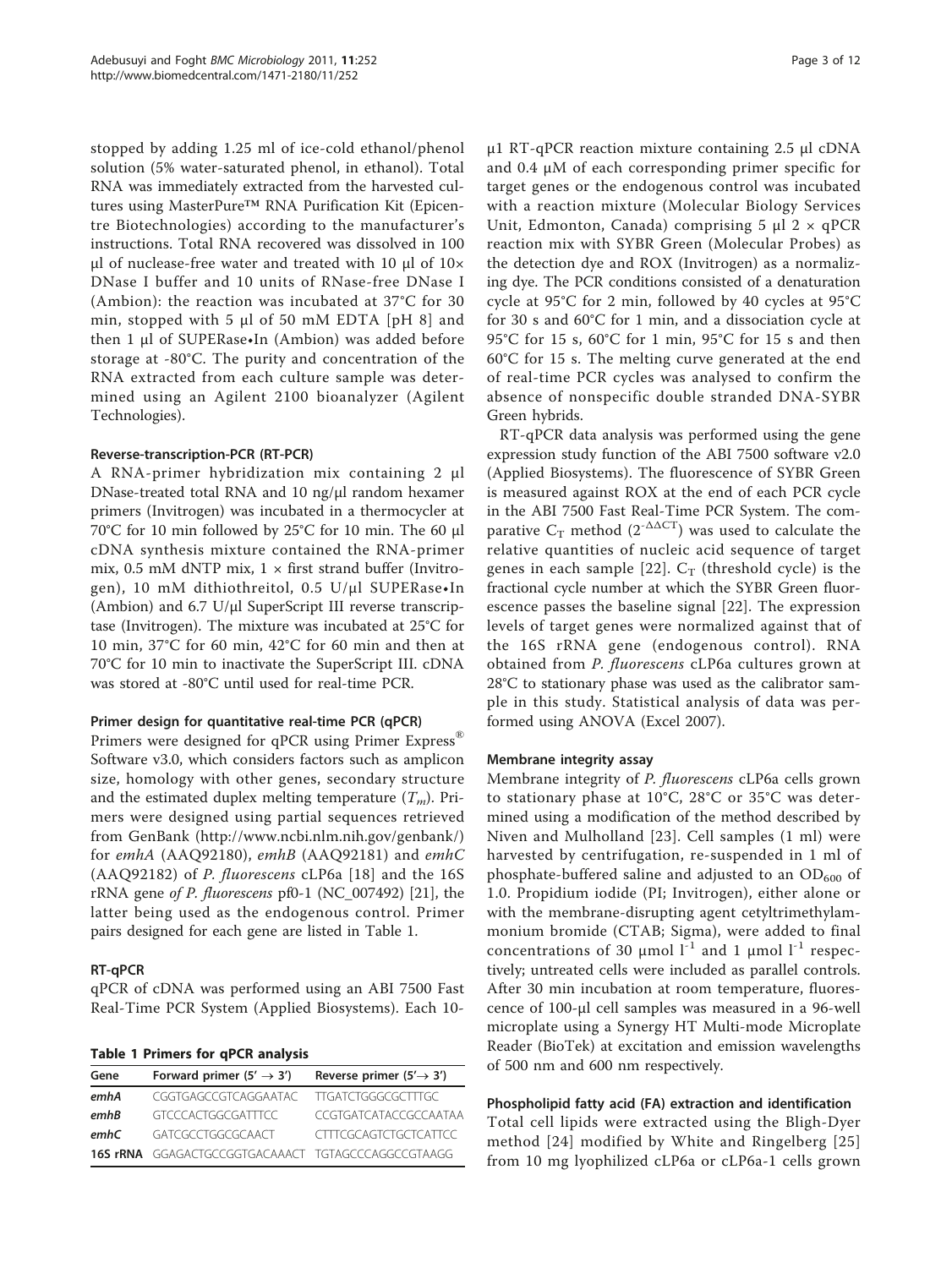stopped by adding 1.25 ml of ice-cold ethanol/phenol solution (5% water-saturated phenol, in ethanol). Total RNA was immediately extracted from the harvested cultures using MasterPure™ RNA Purification Kit (Epicentre Biotechnologies) according to the manufacturer's instructions. Total RNA recovered was dissolved in 100 μl of nuclease-free water and treated with 10 μl of 10× DNase I buffer and 10 units of RNase-free DNase I (Ambion): the reaction was incubated at 37°C for 30 min, stopped with 5 μl of 50 mM EDTA [pH 8] and then 1 μl of SUPERase•In (Ambion) was added before storage at -80°C. The purity and concentration of the RNA extracted from each culture sample was determined using an Agilent 2100 bioanalyzer (Agilent Technologies).

#### Reverse-transcription-PCR (RT-PCR)

A RNA-primer hybridization mix containing 2 μl DNase-treated total RNA and 10 ng/μl random hexamer primers (Invitrogen) was incubated in a thermocycler at 70°C for 10 min followed by 25°C for 10 min. The 60 μl cDNA synthesis mixture contained the RNA-primer mix, 0.5 mM dNTP mix, 1 × first strand buffer (Invitrogen), 10 mM dithiothreitol, 0.5 U/μl SUPERase•In (Ambion) and 6.7 U/μl SuperScript III reverse transcriptase (Invitrogen). The mixture was incubated at 25°C for 10 min, 37°C for 60 min, 42°C for 60 min and then at 70°C for 10 min to inactivate the SuperScript III. cDNA was stored at -80°C until used for real-time PCR.

#### Primer design for quantitative real-time PCR (qPCR)

Primers were designed for qPCR using Primer Express® Software v3.0, which considers factors such as amplicon size, homology with other genes, secondary structure and the estimated duplex melting temperature ($T_m$). Primers were designed using partial sequences retrieved from GenBank (http://www.ncbi.nlm.nih.gov/genbank/) for *emhA* (AAQ92180), *emhB* (AAQ92181) and *emhC* (AAQ92182) of *P. fluorescens* cLP6a [18] and the 16S rRNA gene *of P. fluorescens* pf0-1 (NC_007492) [21], the latter being used as the endogenous control. Primer pairs designed for each gene are listed in Table 1.

#### RT-qPCR

qPCR of cDNA was performed using an ABI 7500 Fast Real-Time PCR System (Applied Biosystems). Each 10-μl RT-qPCR reaction mixture containing 2.5 μl cDNA and 0.4 μM of each corresponding primer specific for target genes or the endogenous control was incubated with a reaction mixture (Molecular Biology Services Unit, Edmonton, Canada) comprising 5 μl 2 × qPCR reaction mix with SYBR Green (Molecular Probes) as the detection dye and ROX (Invitrogen) as a normalizing dye. The PCR conditions consisted of a denaturation cycle at 95°C for 2 min, followed by 40 cycles at 95°C for 30 s and 60°C for 1 min, and a dissociation cycle at 95°C for 15 s, 60°C for 1 min, 95°C for 15 s and then 60°C for 15 s. The melting curve generated at the end of real-time PCR cycles was analysed to confirm the absence of nonspecific double stranded DNA-SYBR Green hybrids.

**Table 1 Primers for qPCR analysis**

| Gene | Forward primer (5' → 3') | Reverse primer (5'→ 3') |
|---|---|---|
| ***emhA*** | CGGTGAGCCGTCAGGAATAC | TTGATCTGGGCGCTTTGC |
| ***emhB*** | GTCCCACTGGCGATTTCC | CCGTGATCATACCGCCAATAA |
| ***emhC*** | GATCGCCTGGCGCAACT | CTTTCGCAGTCTGCTCATTCC |
| **16S rRNA** | GGAGACTGCCGGTGACAAACT | TGTAGCCCAGGCCGTAAGG |

RT-qPCR data analysis was performed using the gene expression study function of the ABI 7500 software v2.0 (Applied Biosystems). The fluorescence of SYBR Green is measured against ROX at the end of each PCR cycle in the ABI 7500 Fast Real-Time PCR System. The comparative $C_T$ method ($2^{-\Delta\Delta CT}$) was used to calculate the relative quantities of nucleic acid sequence of target genes in each sample [22]. $C_T$ (threshold cycle) is the fractional cycle number at which the SYBR Green fluorescence passes the baseline signal [22]. The expression levels of target genes were normalized against that of the 16S rRNA gene (endogenous control). RNA obtained from *P. fluorescens* cLP6a cultures grown at 28°C to stationary phase was used as the calibrator sample in this study. Statistical analysis of data was performed using ANOVA (Excel 2007).

#### Membrane integrity assay

Membrane integrity of *P. fluorescens* cLP6a cells grown to stationary phase at 10°C, 28°C or 35°C was determined using a modification of the method described by Niven and Mulholland [23]. Cell samples (1 ml) were harvested by centrifugation, re-suspended in 1 ml of phosphate-buffered saline and adjusted to an $OD_{600}$ of 1.0. Propidium iodide (PI; Invitrogen), either alone or with the membrane-disrupting agent cetyltrimethylammonium bromide (CTAB; Sigma), were added to final concentrations of 30 μmol $l^{-1}$ and 1 μmol $l^{-1}$ respectively; untreated cells were included as parallel controls. After 30 min incubation at room temperature, fluorescence of 100-μl cell samples was measured in a 96-well microplate using a Synergy HT Multi-mode Microplate Reader (BioTek) at excitation and emission wavelengths of 500 nm and 600 nm respectively.

#### Phospholipid fatty acid (FA) extraction and identification

Total cell lipids were extracted using the Bligh-Dyer method [24] modified by White and Ringelberg [25] from 10 mg lyophilized cLP6a or cLP6a-1 cells grown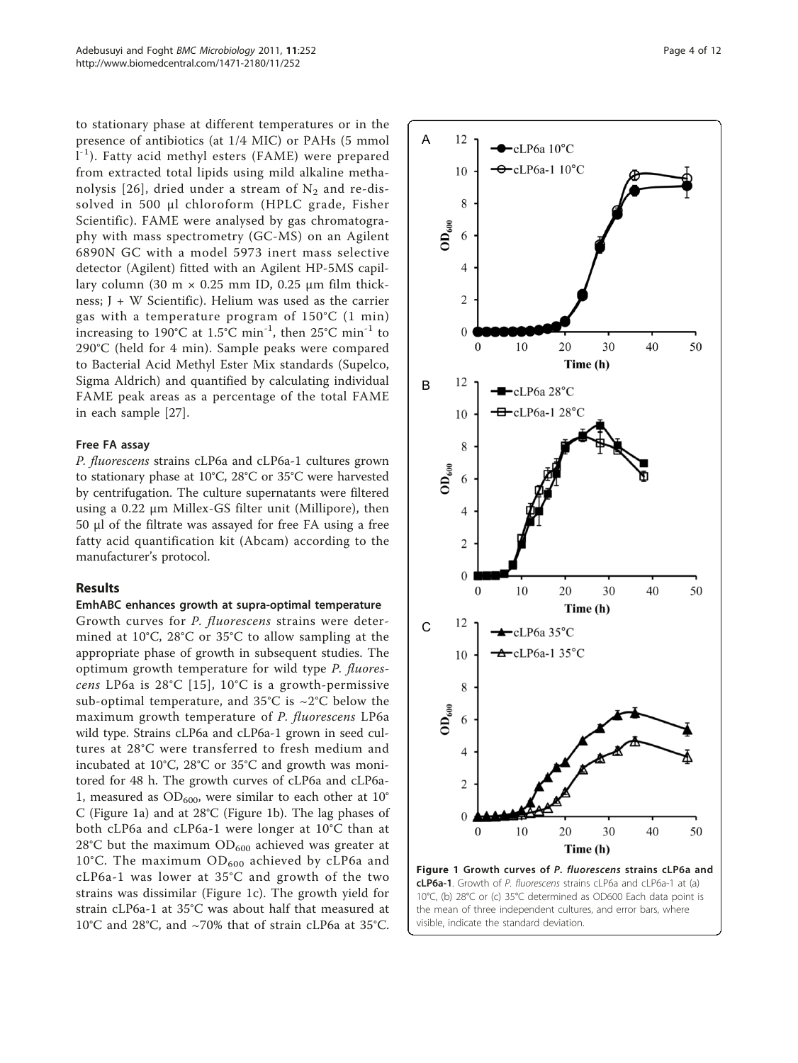to stationary phase at different temperatures or in the presence of antibiotics (at 1/4 MIC) or PAHs (5 mmol $l^{-1}$). Fatty acid methyl esters (FAME) were prepared from extracted total lipids using mild alkaline methanolysis [26], dried under a stream of $N_2$ and re-dissolved in 500 µl chloroform (HPLC grade, Fisher Scientific). FAME were analysed by gas chromatography with mass spectrometry (GC-MS) on an Agilent 6890N GC with a model 5973 inert mass selective detector (Agilent) fitted with an Agilent HP-5MS capillary column (30 m × 0.25 mm ID, 0.25 µm film thickness; J + W Scientific). Helium was used as the carrier gas with a temperature program of 150°C (1 min) increasing to 190°C at 1.5°C $min^{-1}$, then 25°C $min^{-1}$ to 290°C (held for 4 min). Sample peaks were compared to Bacterial Acid Methyl Ester Mix standards (Supelco, Sigma Aldrich) and quantified by calculating individual FAME peak areas as a percentage of the total FAME in each sample [27].

### Free FA assay

*P. fluorescens* strains cLP6a and cLP6a-1 cultures grown to stationary phase at 10°C, 28°C or 35°C were harvested by centrifugation. The culture supernatants were filtered using a 0.22 µm Millex-GS filter unit (Millipore), then 50 µl of the filtrate was assayed for free FA using a free fatty acid quantification kit (Abcam) according to the manufacturer's protocol.

## Results

### EmhABC enhances growth at supra-optimal temperature

Growth curves for *P. fluorescens* strains were determined at 10°C, 28°C or 35°C to allow sampling at the appropriate phase of growth in subsequent studies. The optimum growth temperature for wild type *P. fluorescens* LP6a is 28°C [15], 10°C is a growth-permissive sub-optimal temperature, and 35°C is ~2°C below the maximum growth temperature of *P. fluorescens* LP6a wild type. Strains cLP6a and cLP6a-1 grown in seed cultures at 28°C were transferred to fresh medium and incubated at 10°C, 28°C or 35°C and growth was monitored for 48 h. The growth curves of cLP6a and cLP6a-1, measured as $OD_{600}$, were similar to each other at 10°C (Figure 1a) and at 28°C (Figure 1b). The lag phases of both cLP6a and cLP6a-1 were longer at 10°C than at 28°C but the maximum $OD_{600}$ achieved was greater at 10°C. The maximum $OD_{600}$ achieved by cLP6a and cLP6a-1 was lower at 35°C and growth of the two strains was dissimilar (Figure 1c). The growth yield for strain cLP6a-1 at 35°C was about half that measured at 10°C and 28°C, and ~70% that of strain cLP6a at 35°C.

**Figure 1 Growth curves of *P. fluorescens* strains cLP6a and cLP6a-1**. Growth of *P. fluorescens* strains cLP6a and cLP6a-1 at (a) 10°C, (b) 28°C or (c) 35°C determined as OD600 Each data point is the mean of three independent cultures, and error bars, where visible, indicate the standard deviation.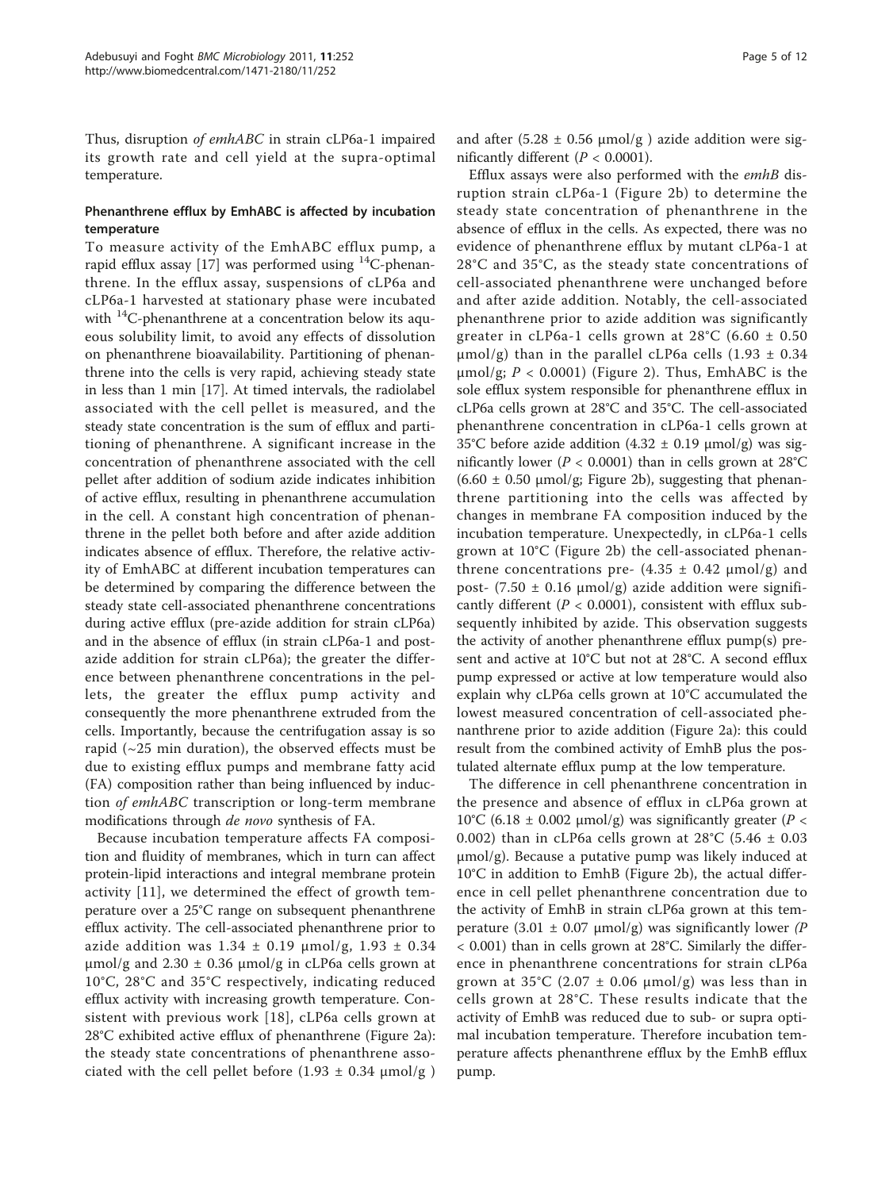Thus, disruption *of emhABC* in strain cLP6a-1 impaired its growth rate and cell yield at the supra-optimal temperature.

### Phenanthrene efflux by EmhABC is affected by incubation temperature

To measure activity of the EmhABC efflux pump, a rapid efflux assay [17] was performed using $^{14}C$-phenanthrene. In the efflux assay, suspensions of cLP6a and cLP6a-1 harvested at stationary phase were incubated with $^{14}C$-phenanthrene at a concentration below its aqueous solubility limit, to avoid any effects of dissolution on phenanthrene bioavailability. Partitioning of phenanthrene into the cells is very rapid, achieving steady state in less than 1 min [17]. At timed intervals, the radiolabel associated with the cell pellet is measured, and the steady state concentration is the sum of efflux and partitioning of phenanthrene. A significant increase in the concentration of phenanthrene associated with the cell pellet after addition of sodium azide indicates inhibition of active efflux, resulting in phenanthrene accumulation in the cell. A constant high concentration of phenanthrene in the pellet both before and after azide addition indicates absence of efflux. Therefore, the relative activity of EmhABC at different incubation temperatures can be determined by comparing the difference between the steady state cell-associated phenanthrene concentrations during active efflux (pre-azide addition for strain cLP6a) and in the absence of efflux (in strain cLP6a-1 and post-azide addition for strain cLP6a); the greater the difference between phenanthrene concentrations in the pellets, the greater the efflux pump activity and consequently the more phenanthrene extruded from the cells. Importantly, because the centrifugation assay is so rapid (~25 min duration), the observed effects must be due to existing efflux pumps and membrane fatty acid (FA) composition rather than being influenced by induction *of emhABC* transcription or long-term membrane modifications through *de novo* synthesis of FA.

Because incubation temperature affects FA composition and fluidity of membranes, which in turn can affect protein-lipid interactions and integral membrane protein activity [11], we determined the effect of growth temperature over a 25°C range on subsequent phenanthrene efflux activity. The cell-associated phenanthrene prior to azide addition was 1.34 ± 0.19 μmol/g, 1.93 ± 0.34 μmol/g and 2.30 ± 0.36 μmol/g in cLP6a cells grown at 10°C, 28°C and 35°C respectively, indicating reduced efflux activity with increasing growth temperature. Consistent with previous work [18], cLP6a cells grown at 28°C exhibited active efflux of phenanthrene (Figure 2a): the steady state concentrations of phenanthrene associated with the cell pellet before (1.93 ± 0.34 μmol/g ) and after (5.28 ± 0.56 μmol/g ) azide addition were significantly different ($P < 0.0001$).

Efflux assays were also performed with the *emhB* disruption strain cLP6a-1 (Figure 2b) to determine the steady state concentration of phenanthrene in the absence of efflux in the cells. As expected, there was no evidence of phenanthrene efflux by mutant cLP6a-1 at 28°C and 35°C, as the steady state concentrations of cell-associated phenanthrene were unchanged before and after azide addition. Notably, the cell-associated phenanthrene prior to azide addition was significantly greater in cLP6a-1 cells grown at 28°C (6.60 ± 0.50 μmol/g) than in the parallel cLP6a cells (1.93 ± 0.34 μmol/g; $P < 0.0001$) (Figure 2). Thus, EmhABC is the sole efflux system responsible for phenanthrene efflux in cLP6a cells grown at 28°C and 35°C. The cell-associated phenanthrene concentration in cLP6a-1 cells grown at 35°C before azide addition (4.32 ± 0.19 μmol/g) was significantly lower ($P < 0.0001$) than in cells grown at 28°C (6.60 ± 0.50 μmol/g; Figure 2b), suggesting that phenanthrene partitioning into the cells was affected by changes in membrane FA composition induced by the incubation temperature. Unexpectedly, in cLP6a-1 cells grown at 10°C (Figure 2b) the cell-associated phenanthrene concentrations pre- (4.35 ± 0.42 μmol/g) and post- (7.50 ± 0.16 μmol/g) azide addition were significantly different ($P < 0.0001$), consistent with efflux subsequently inhibited by azide. This observation suggests the activity of another phenanthrene efflux pump(s) present and active at 10°C but not at 28°C. A second efflux pump expressed or active at low temperature would also explain why cLP6a cells grown at 10°C accumulated the lowest measured concentration of cell-associated phenanthrene prior to azide addition (Figure 2a): this could result from the combined activity of EmhB plus the postulated alternate efflux pump at the low temperature.

The difference in cell phenanthrene concentration in the presence and absence of efflux in cLP6a grown at 10°C (6.18 ± 0.002 μmol/g) was significantly greater ($P < 0.002$) than in cLP6a cells grown at 28°C (5.46 ± 0.03 μmol/g). Because a putative pump was likely induced at 10°C in addition to EmhB (Figure 2b), the actual difference in cell pellet phenanthrene concentration due to the activity of EmhB in strain cLP6a grown at this temperature (3.01 ± 0.07 μmol/g) was significantly lower ($P < 0.001$) than in cells grown at 28°C. Similarly the difference in phenanthrene concentrations for strain cLP6a grown at 35°C (2.07 ± 0.06 μmol/g) was less than in cells grown at 28°C. These results indicate that the activity of EmhB was reduced due to sub- or supra optimal incubation temperature. Therefore incubation temperature affects phenanthrene efflux by the EmhB efflux pump.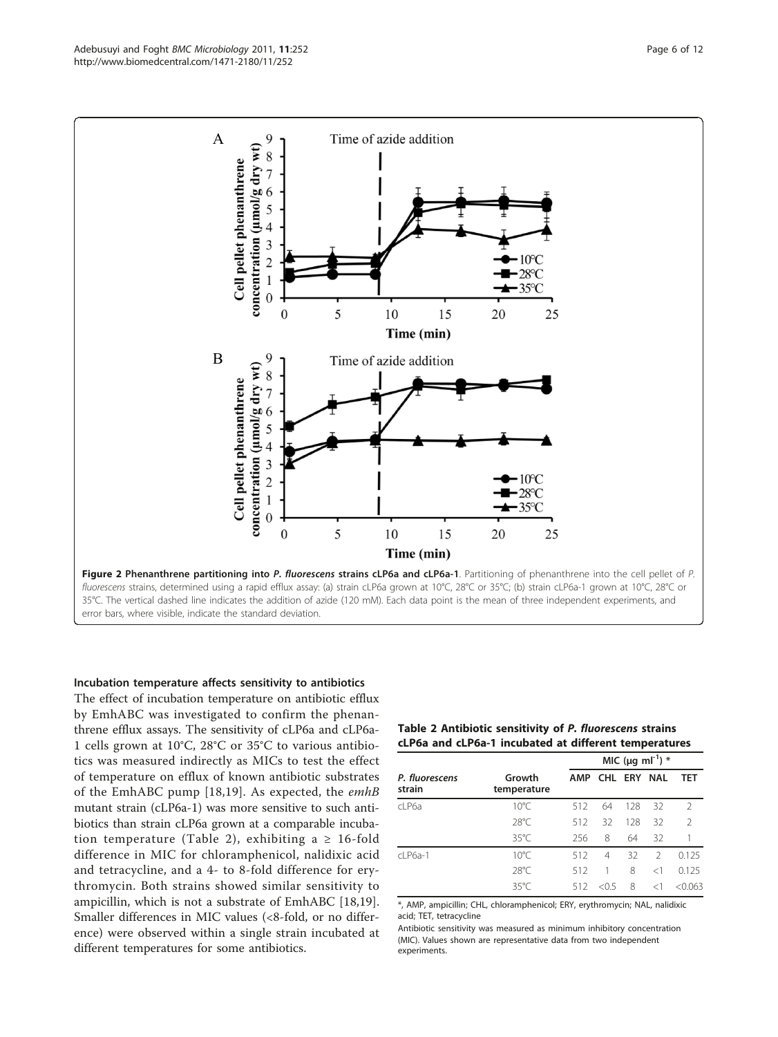**Figure 2 Phenanthrene partitioning into *P. fluorescens* strains cLP6a and cLP6a-1**. Partitioning of phenanthrene into the cell pellet of *P. fluorescens* strains, determined using a rapid efflux assay: (a) strain cLP6a grown at 10°C, 28°C or 35°C; (b) strain cLP6a-1 grown at 10°C, 28°C or 35°C. The vertical dashed line indicates the addition of azide (120 mM). Each data point is the mean of three independent experiments, and error bars, where visible, indicate the standard deviation.

### Incubation temperature affects sensitivity to antibiotics

The effect of incubation temperature on antibiotic efflux by EmhABC was investigated to confirm the phenanthrene efflux assays. The sensitivity of cLP6a and cLP6a-1 cells grown at 10°C, 28°C or 35°C to various antibiotics was measured indirectly as MICs to test the effect of temperature on efflux of known antibiotic substrates of the EmhABC pump [18,19]. As expected, the *emhB* mutant strain (cLP6a-1) was more sensitive to such antibiotics than strain cLP6a grown at a comparable incubation temperature (Table 2), exhibiting a ≥ 16-fold difference in MIC for chloramphenicol, nalidixic acid and tetracycline, and a 4- to 8-fold difference for erythromycin. Both strains showed similar sensitivity to ampicillin, which is not a substrate of EmhABC [18,19]. Smaller differences in MIC values (<8-fold, or no difference) were observed within a single strain incubated at different temperatures for some antibiotics.

**Table 2 Antibiotic sensitivity of *P. fluorescens* strains cLP6a and cLP6a-1 incubated at different temperatures**

| *P. fluorescens* strain | Growth temperature | MIC (μg $ml^{-1}$) * | | | | |
|---|---|---|---|---|---|---|
| | | AMP | CHL | ERY | NAL | TET |
| cLP6a | 10°C | 512 | 64 | 128 | 32 | 2 |
| | 28°C | 512 | 32 | 128 | 32 | 2 |
| | 35°C | 256 | 8 | 64 | 32 | 1 |
| cLP6a-1 | 10°C | 512 | 4 | 32 | 2 | 0.125 |
| | 28°C | 512 | 1 | 8 | <1 | 0.125 |
| | 35°C | 512 | <0.5 | 8 | <1 | <0.063 |

*, AMP, ampicillin; CHL, chloramphenicol; ERY, erythromycin; NAL, nalidixic acid; TET, tetracycline

Antibiotic sensitivity was measured as minimum inhibitory concentration (MIC). Values shown are representative data from two independent experiments.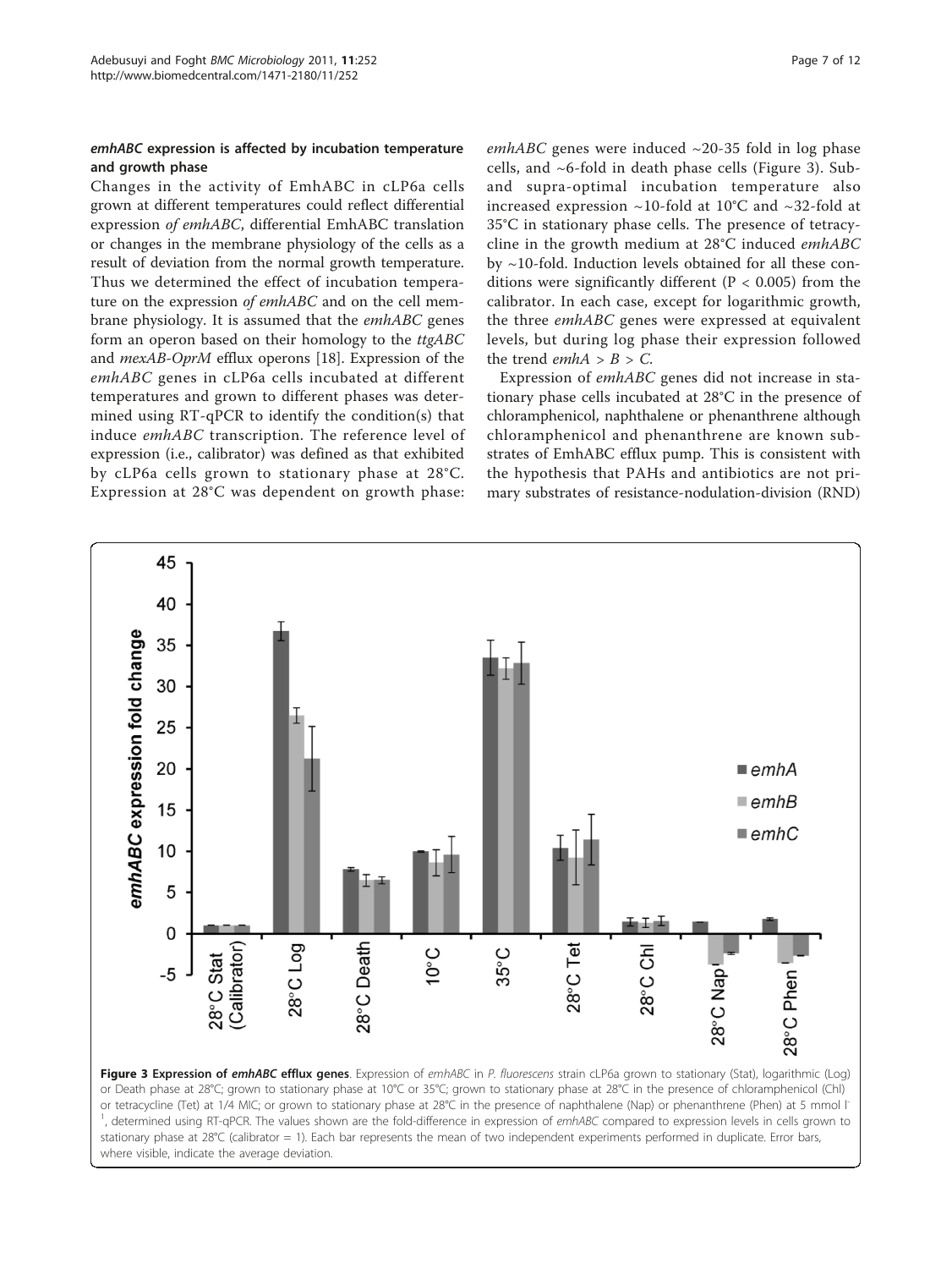### *emhABC* expression is affected by incubation temperature and growth phase

Changes in the activity of EmhABC in cLP6a cells grown at different temperatures could reflect differential expression *of emhABC*, differential EmhABC translation or changes in the membrane physiology of the cells as a result of deviation from the normal growth temperature. Thus we determined the effect of incubation temperature on the expression *of emhABC* and on the cell membrane physiology. It is assumed that the *emhABC* genes form an operon based on their homology to the *ttgABC* and *mexAB-OprM* efflux operons [18]. Expression of the *emhABC* genes in cLP6a cells incubated at different temperatures and grown to different phases was determined using RT-qPCR to identify the condition(s) that induce *emhABC* transcription. The reference level of expression (i.e., calibrator) was defined as that exhibited by cLP6a cells grown to stationary phase at 28°C. Expression at 28°C was dependent on growth phase: *emhABC* genes were induced ~20-35 fold in log phase cells, and ~6-fold in death phase cells (Figure 3). Sub- and supra-optimal incubation temperature also increased expression ~10-fold at 10°C and ~32-fold at 35°C in stationary phase cells. The presence of tetracycline in the growth medium at 28°C induced *emhABC* by ~10-fold. Induction levels obtained for all these conditions were significantly different ($P < 0.005$) from the calibrator. In each case, except for logarithmic growth, the three *emhABC* genes were expressed at equivalent levels, but during log phase their expression followed the trend *emhA* > *B* > *C*.

Expression of *emhABC* genes did not increase in stationary phase cells incubated at 28°C in the presence of chloramphenicol, naphthalene or phenanthrene although chloramphenicol and phenanthrene are known substrates of EmhABC efflux pump. This is consistent with the hypothesis that PAHs and antibiotics are not primary substrates of resistance-nodulation-division (RND)

**Figure 3 Expression of *emhABC* efflux genes**. Expression of *emhABC* in *P. fluorescens* strain cLP6a grown to stationary (Stat), logarithmic (Log) or Death phase at 28°C; grown to stationary phase at 10°C or 35°C; grown to stationary phase at 28°C in the presence of chloramphenicol (Chl) or tetracycline (Tet) at 1/4 MIC; or grown to stationary phase at 28°C in the presence of naphthalene (Nap) or phenanthrene (Phen) at 5 mmol l$^{-1}$, determined using RT-qPCR. The values shown are the fold-difference in expression of *emhABC* compared to expression levels in cells grown to stationary phase at 28°C (calibrator = 1). Each bar represents the mean of two independent experiments performed in duplicate. Error bars, where visible, indicate the average deviation.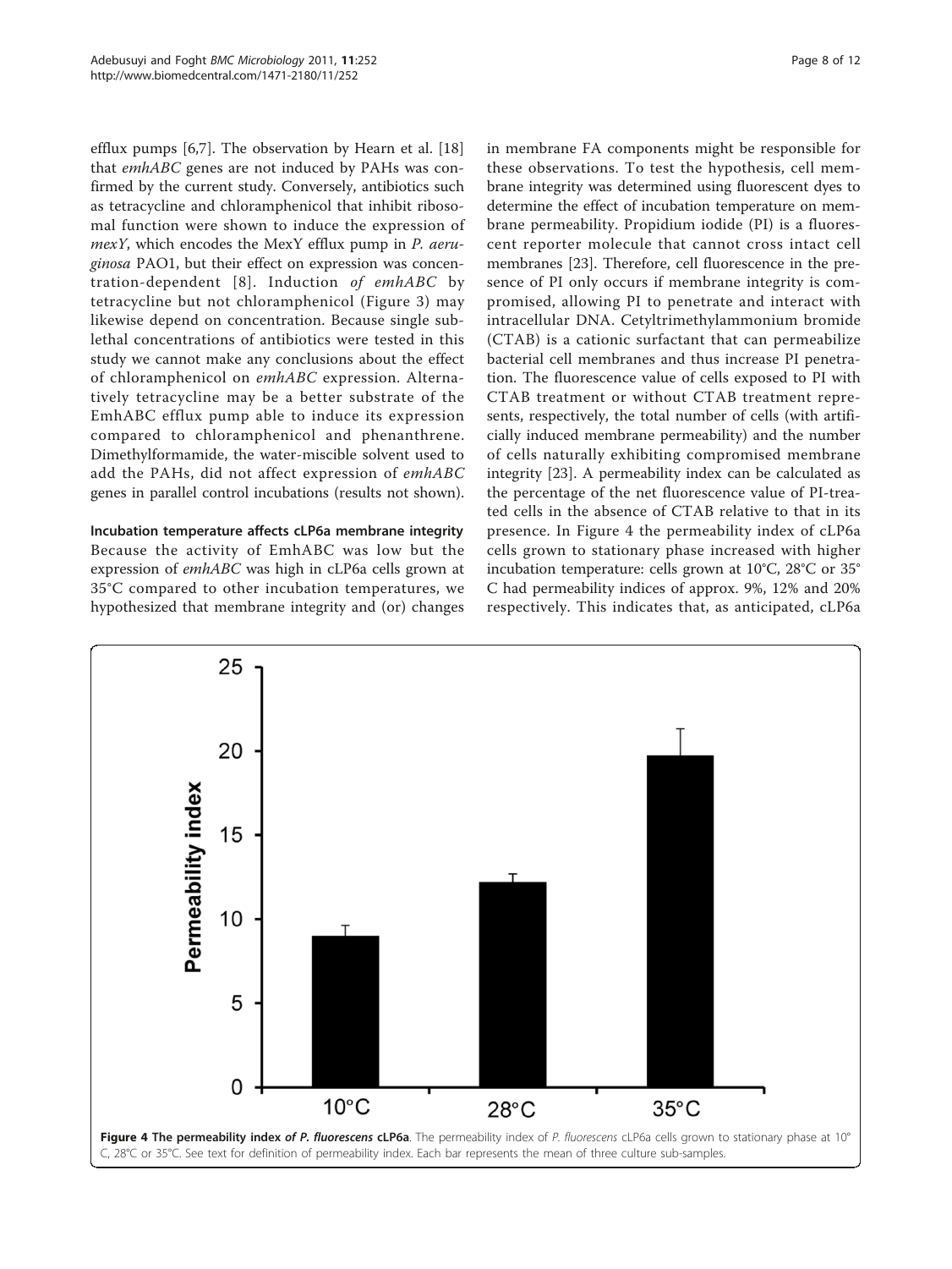efflux pumps [6,7]. The observation by Hearn et al. [18] that *emhABC* genes are not induced by PAHs was confirmed by the current study. Conversely, antibiotics such as tetracycline and chloramphenicol that inhibit ribosomal function were shown to induce the expression of *mexY*, which encodes the MexY efflux pump in *P. aeruginosa* PAO1, but their effect on expression was concentration-dependent [8]. Induction of *emhABC* by tetracycline but not chloramphenicol (Figure 3) may likewise depend on concentration. Because single sublethal concentrations of antibiotics were tested in this study we cannot make any conclusions about the effect of chloramphenicol on *emhABC* expression. Alternatively tetracycline may be a better substrate of the EmhABC efflux pump able to induce its expression compared to chloramphenicol and phenanthrene. Dimethylformamide, the water-miscible solvent used to add the PAHs, did not affect expression of *emhABC* genes in parallel control incubations (results not shown).

**Incubation temperature affects cLP6a membrane integrity**

Because the activity of EmhABC was low but the expression of *emhABC* was high in cLP6a cells grown at 35°C compared to other incubation temperatures, we hypothesized that membrane integrity and (or) changes in membrane FA components might be responsible for these observations. To test the hypothesis, cell membrane integrity was determined using fluorescent dyes to determine the effect of incubation temperature on membrane permeability. Propidium iodide (PI) is a fluorescent reporter molecule that cannot cross intact cell membranes [23]. Therefore, cell fluorescence in the presence of PI only occurs if membrane integrity is compromised, allowing PI to penetrate and interact with intracellular DNA. Cetyltrimethylammonium bromide (CTAB) is a cationic surfactant that can permeabilize bacterial cell membranes and thus increase PI penetration. The fluorescence value of cells exposed to PI with CTAB treatment or without CTAB treatment represents, respectively, the total number of cells (with artificially induced membrane permeability) and the number of cells naturally exhibiting compromised membrane integrity [23]. A permeability index can be calculated as the percentage of the net fluorescence value of PI-treated cells in the absence of CTAB relative to that in its presence. In Figure 4 the permeability index of cLP6a cells grown to stationary phase increased with higher incubation temperature: cells grown at 10°C, 28°C or 35°C had permeability indices of approx. 9%, 12% and 20% respectively. This indicates that, as anticipated, cLP6a

**Figure 4 The permeability index of *P. fluorescens* cLP6a**. The permeability index of *P. fluorescens* cLP6a cells grown to stationary phase at 10°C, 28°C or 35°C. See text for definition of permeability index. Each bar represents the mean of three culture sub-samples.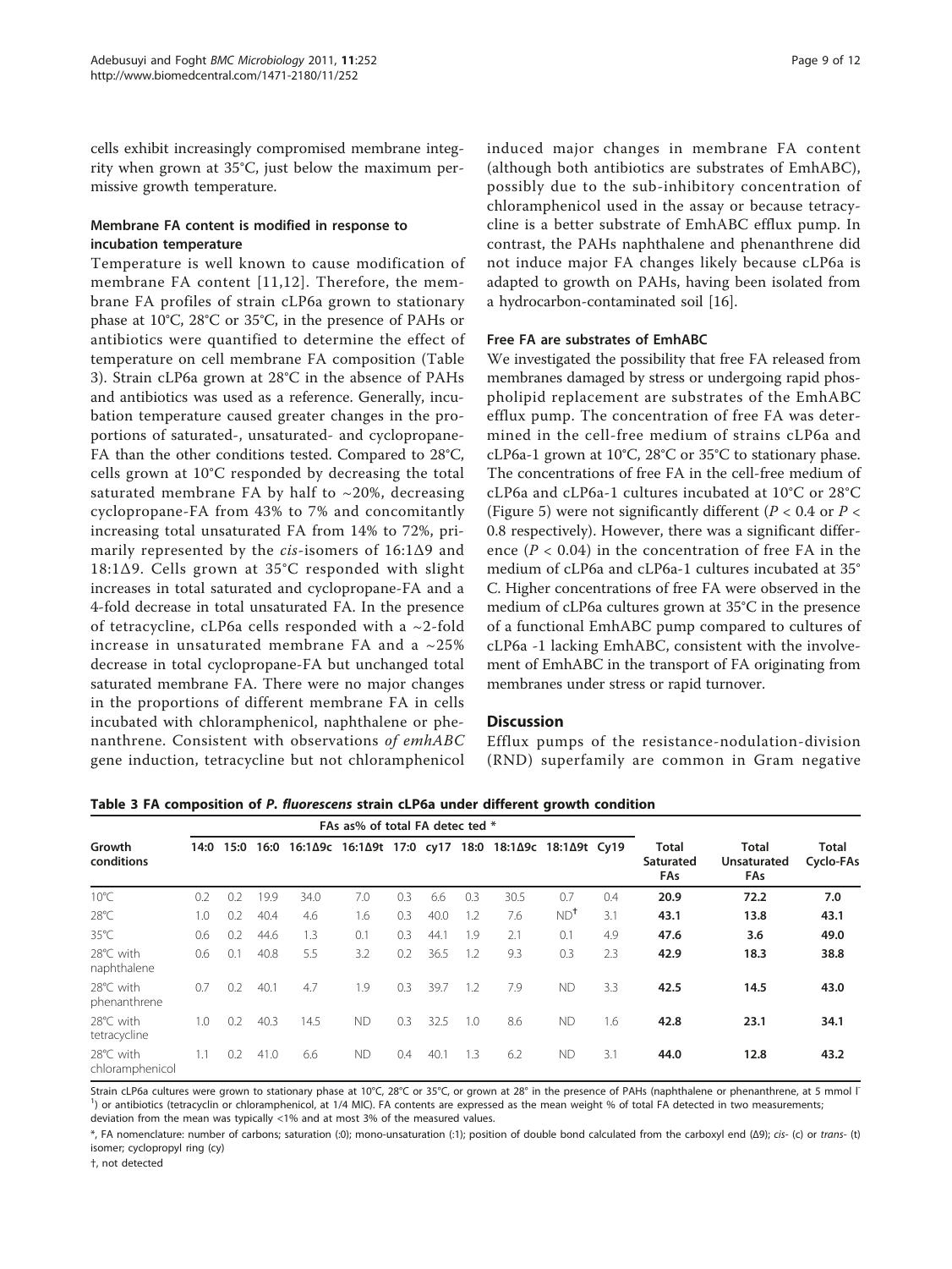cells exhibit increasingly compromised membrane integrity when grown at 35°C, just below the maximum permissive growth temperature.

### Membrane FA content is modified in response to incubation temperature

Temperature is well known to cause modification of membrane FA content [11,12]. Therefore, the membrane FA profiles of strain cLP6a grown to stationary phase at 10°C, 28°C or 35°C, in the presence of PAHs or antibiotics were quantified to determine the effect of temperature on cell membrane FA composition (Table 3). Strain cLP6a grown at 28°C in the absence of PAHs and antibiotics was used as a reference. Generally, incubation temperature caused greater changes in the proportions of saturated-, unsaturated- and cyclopropane-FA than the other conditions tested. Compared to 28°C, cells grown at 10°C responded by decreasing the total saturated membrane FA by half to ~20%, decreasing cyclopropane-FA from 43% to 7% and concomitantly increasing total unsaturated FA from 14% to 72%, primarily represented by the *cis*-isomers of 16:1Δ9 and 18:1Δ9. Cells grown at 35°C responded with slight increases in total saturated and cyclopropane-FA and a 4-fold decrease in total unsaturated FA. In the presence of tetracycline, cLP6a cells responded with a ~2-fold increase in unsaturated membrane FA and a ~25% decrease in total cyclopropane-FA but unchanged total saturated membrane FA. There were no major changes in the proportions of different membrane FA in cells incubated with chloramphenicol, naphthalene or phenanthrene. Consistent with observations *of emhABC* gene induction, tetracycline but not chloramphenicol induced major changes in membrane FA content (although both antibiotics are substrates of EmhABC), possibly due to the sub-inhibitory concentration of chloramphenicol used in the assay or because tetracycline is a better substrate of EmhABC efflux pump. In contrast, the PAHs naphthalene and phenanthrene did not induce major FA changes likely because cLP6a is adapted to growth on PAHs, having been isolated from a hydrocarbon-contaminated soil [16].

### Free FA are substrates of EmhABC

We investigated the possibility that free FA released from membranes damaged by stress or undergoing rapid phospholipid replacement are substrates of the EmhABC efflux pump. The concentration of free FA was determined in the cell-free medium of strains cLP6a and cLP6a-1 grown at 10°C, 28°C or 35°C to stationary phase. The concentrations of free FA in the cell-free medium of cLP6a and cLP6a-1 cultures incubated at 10°C or 28°C (Figure 5) were not significantly different ($P < 0.4$ or $P < 0.8$ respectively). However, there was a significant difference ($P < 0.04$) in the concentration of free FA in the medium of cLP6a and cLP6a-1 cultures incubated at 35°C. Higher concentrations of free FA were observed in the medium of cLP6a cultures grown at 35°C in the presence of a functional EmhABC pump compared to cultures of cLP6a -1 lacking EmhABC, consistent with the involvement of EmhABC in the transport of FA originating from membranes under stress or rapid turnover.

## Discussion

Efflux pumps of the resistance-nodulation-division (RND) superfamily are common in Gram negative

**Table 3 FA composition of *P. fluorescens* strain cLP6a under different growth condition**

| Growth conditions | FAs as% of total FA detec ted * | | | | | | | | | | | Total Saturated FAs | Total Unsaturated FAs | Total Cyclo-FAs |
|---|---|---|---|---|---|---|---|---|---|---|---|---|---|---|
| | 14:0 | 15:0 | 16:0 | 16:1Δ9c | 16:1Δ9t | 17:0 | cy17 | 18:0 | 18:1Δ9c | 18:1Δ9t | Cy19 | | | |
| 10°C | 0.2 | 0.2 | 19.9 | 34.0 | 7.0 | 0.3 | 6.6 | 0.3 | 30.5 | 0.7 | 0.4 | **20.9** | **72.2** | **7.0** |
| 28°C | 1.0 | 0.2 | 40.4 | 4.6 | 1.6 | 0.3 | 40.0 | 1.2 | 7.6 | ND[†] | 3.1 | **43.1** | **13.8** | **43.1** |
| 35°C | 0.6 | 0.2 | 44.6 | 1.3 | 0.1 | 0.3 | 44.1 | 1.9 | 2.1 | 0.1 | 4.9 | **47.6** | **3.6** | **49.0** |
| 28°C with naphthalene | 0.6 | 0.1 | 40.8 | 5.5 | 3.2 | 0.2 | 36.5 | 1.2 | 9.3 | 0.3 | 2.3 | **42.9** | **18.3** | **38.8** |
| 28°C with phenanthrene | 0.7 | 0.2 | 40.1 | 4.7 | 1.9 | 0.3 | 39.7 | 1.2 | 7.9 | ND | 3.3 | **42.5** | **14.5** | **43.0** |
| 28°C with tetracycline | 1.0 | 0.2 | 40.3 | 14.5 | ND | 0.3 | 32.5 | 1.0 | 8.6 | ND | 1.6 | **42.8** | **23.1** | **34.1** |
| 28°C with chloramphenicol | 1.1 | 0.2 | 41.0 | 6.6 | ND | 0.4 | 40.1 | 1.3 | 6.2 | ND | 3.1 | **44.0** | **12.8** | **43.2** |

Strain cLP6a cultures were grown to stationary phase at 10°C, 28°C or 35°C, or grown at 28° in the presence of PAHs (naphthalene or phenanthrene, at 5 mmol $l^{-1}$) or antibiotics (tetracyclin or chloramphenicol, at 1/4 MIC). FA contents are expressed as the mean weight % of total FA detected in two measurements; deviation from the mean was typically <1% and at most 3% of the measured values.

*, FA nomenclature: number of carbons; saturation (:0); mono-unsaturation (:1); position of double bond calculated from the carboxyl end (Δ9); *cis*- (c) or *trans*- (t) isomer; cyclopropyl ring (cy)

†, not detected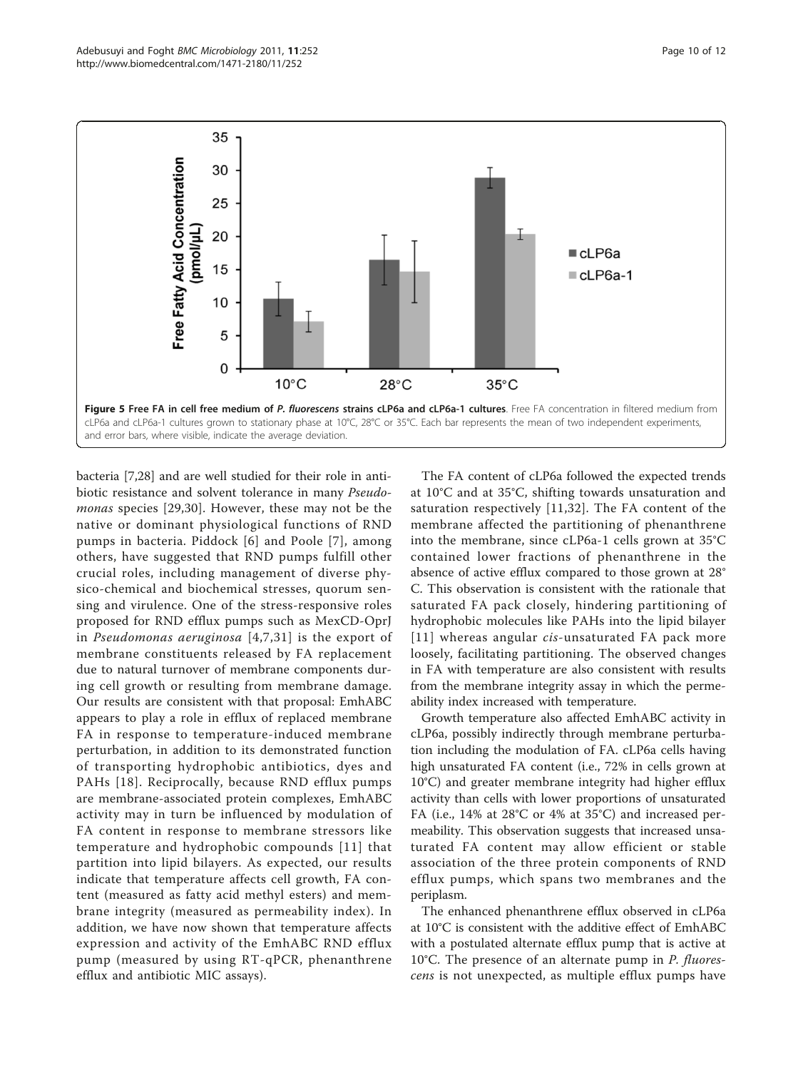**Figure 5 Free FA in cell free medium of *P. fluorescens* strains cLP6a and cLP6a-1 cultures**. Free FA concentration in filtered medium from cLP6a and cLP6a-1 cultures grown to stationary phase at 10°C, 28°C or 35°C. Each bar represents the mean of two independent experiments, and error bars, where visible, indicate the average deviation.

bacteria [7,28] and are well studied for their role in antibiotic resistance and solvent tolerance in many *Pseudomonas* species [29,30]. However, these may not be the native or dominant physiological functions of RND pumps in bacteria. Piddock [6] and Poole [7], among others, have suggested that RND pumps fulfill other crucial roles, including management of diverse physico-chemical and biochemical stresses, quorum sensing and virulence. One of the stress-responsive roles proposed for RND efflux pumps such as MexCD-OprJ in *Pseudomonas aeruginosa* [4,7,31] is the export of membrane constituents released by FA replacement due to natural turnover of membrane components during cell growth or resulting from membrane damage. Our results are consistent with that proposal: EmhABC appears to play a role in efflux of replaced membrane FA in response to temperature-induced membrane perturbation, in addition to its demonstrated function of transporting hydrophobic antibiotics, dyes and PAHs [18]. Reciprocally, because RND efflux pumps are membrane-associated protein complexes, EmhABC activity may in turn be influenced by modulation of FA content in response to membrane stressors like temperature and hydrophobic compounds [11] that partition into lipid bilayers. As expected, our results indicate that temperature affects cell growth, FA content (measured as fatty acid methyl esters) and membrane integrity (measured as permeability index). In addition, we have now shown that temperature affects expression and activity of the EmhABC RND efflux pump (measured by using RT-qPCR, phenanthrene efflux and antibiotic MIC assays).

The FA content of cLP6a followed the expected trends at 10°C and at 35°C, shifting towards unsaturation and saturation respectively [11,32]. The FA content of the membrane affected the partitioning of phenanthrene into the membrane, since cLP6a-1 cells grown at 35°C contained lower fractions of phenanthrene in the absence of active efflux compared to those grown at 28°C. This observation is consistent with the rationale that saturated FA pack closely, hindering partitioning of hydrophobic molecules like PAHs into the lipid bilayer [11] whereas angular *cis*-unsaturated FA pack more loosely, facilitating partitioning. The observed changes in FA with temperature are also consistent with results from the membrane integrity assay in which the permeability index increased with temperature.

Growth temperature also affected EmhABC activity in cLP6a, possibly indirectly through membrane perturbation including the modulation of FA. cLP6a cells having high unsaturated FA content (i.e., 72% in cells grown at 10°C) and greater membrane integrity had higher efflux activity than cells with lower proportions of unsaturated FA (i.e., 14% at 28°C or 4% at 35°C) and increased permeability. This observation suggests that increased unsaturated FA content may allow efficient or stable association of the three protein components of RND efflux pumps, which spans two membranes and the periplasm.

The enhanced phenanthrene efflux observed in cLP6a at 10°C is consistent with the additive effect of EmhABC with a postulated alternate efflux pump that is active at 10°C. The presence of an alternate pump in *P. fluorescens* is not unexpected, as multiple efflux pumps have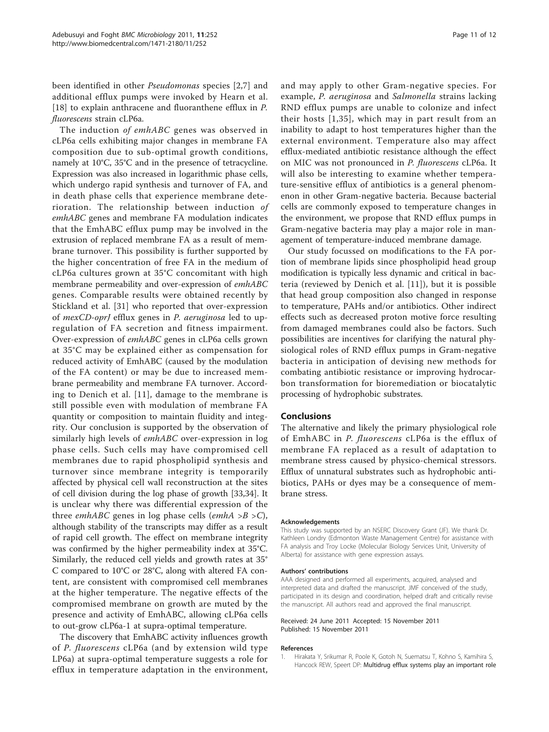been identified in other *Pseudomonas* species [2,7] and additional efflux pumps were invoked by Hearn et al. [18] to explain anthracene and fluoranthene efflux in *P. fluorescens* strain cLP6a.

The induction *of emhABC* genes was observed in cLP6a cells exhibiting major changes in membrane FA composition due to sub-optimal growth conditions, namely at 10°C, 35°C and in the presence of tetracycline. Expression was also increased in logarithmic phase cells, which undergo rapid synthesis and turnover of FA, and in death phase cells that experience membrane deterioration. The relationship between induction *of emhABC* genes and membrane FA modulation indicates that the EmhABC efflux pump may be involved in the extrusion of replaced membrane FA as a result of membrane turnover. This possibility is further supported by the higher concentration of free FA in the medium of cLP6a cultures grown at 35°C concomitant with high membrane permeability and over-expression of *emhABC* genes. Comparable results were obtained recently by Stickland et al. [31] who reported that over-expression of *mexCD-oprJ* efflux genes in *P. aeruginosa* led to upregulation of FA secretion and fitness impairment. Over-expression of *emhABC* genes in cLP6a cells grown at 35°C may be explained either as compensation for reduced activity of EmhABC (caused by the modulation of the FA content) or may be due to increased membrane permeability and membrane FA turnover. According to Denich et al. [11], damage to the membrane is still possible even with modulation of membrane FA quantity or composition to maintain fluidity and integrity. Our conclusion is supported by the observation of similarly high levels of *emhABC* over-expression in log phase cells. Such cells may have compromised cell membranes due to rapid phospholipid synthesis and turnover since membrane integrity is temporarily affected by physical cell wall reconstruction at the sites of cell division during the log phase of growth [33,34]. It is unclear why there was differential expression of the three *emhABC* genes in log phase cells (*emhA >B >C*), although stability of the transcripts may differ as a result of rapid cell growth. The effect on membrane integrity was confirmed by the higher permeability index at 35°C. Similarly, the reduced cell yields and growth rates at 35°C compared to 10°C or 28°C, along with altered FA content, are consistent with compromised cell membranes at the higher temperature. The negative effects of the compromised membrane on growth are muted by the presence and activity of EmhABC, allowing cLP6a cells to out-grow cLP6a-1 at supra-optimal temperature.

The discovery that EmhABC activity influences growth of *P. fluorescens* cLP6a (and by extension wild type LP6a) at supra-optimal temperature suggests a role for efflux in temperature adaptation in the environment, and may apply to other Gram-negative species. For example, *P. aeruginosa* and *Salmonella* strains lacking RND efflux pumps are unable to colonize and infect their hosts [1,35], which may in part result from an inability to adapt to host temperatures higher than the external environment. Temperature also may affect efflux-mediated antibiotic resistance although the effect on MIC was not pronounced in *P. fluorescens* cLP6a. It will also be interesting to examine whether temperature-sensitive efflux of antibiotics is a general phenomenon in other Gram-negative bacteria. Because bacterial cells are commonly exposed to temperature changes in the environment, we propose that RND efflux pumps in Gram-negative bacteria may play a major role in management of temperature-induced membrane damage.

Our study focussed on modifications to the FA portion of membrane lipids since phospholipid head group modification is typically less dynamic and critical in bacteria (reviewed by Denich et al. [11]), but it is possible that head group composition also changed in response to temperature, PAHs and/or antibiotics. Other indirect effects such as decreased proton motive force resulting from damaged membranes could also be factors. Such possibilities are incentives for clarifying the natural physiological roles of RND efflux pumps in Gram-negative bacteria in anticipation of devising new methods for combating antibiotic resistance or improving hydrocarbon transformation for bioremediation or biocatalytic processing of hydrophobic substrates.

## Conclusions

The alternative and likely the primary physiological role of EmhABC in *P. fluorescens* cLP6a is the efflux of membrane FA replaced as a result of adaptation to membrane stress caused by physico-chemical stressors. Efflux of unnatural substrates such as hydrophobic antibiotics, PAHs or dyes may be a consequence of membrane stress.

#### Acknowledgements

This study was supported by an NSERC Discovery Grant (JF). We thank Dr. Kathleen Londry (Edmonton Waste Management Centre) for assistance with FA analysis and Troy Locke (Molecular Biology Services Unit, University of Alberta) for assistance with gene expression assays.

#### Authors' contributions

AAA designed and performed all experiments, acquired, analysed and interpreted data and drafted the manuscript. JMF conceived of the study, participated in its design and coordination, helped draft and critically revise the manuscript. All authors read and approved the final manuscript.

Received: 24 June 2011 Accepted: 15 November 2011
Published: 15 November 2011

#### References

1. Hirakata Y, Srikumar R, Poole K, Gotoh N, Suematsu T, Kohno S, Kamihira S, Hancock REW, Speert DP: Multidrug efflux systems play an important role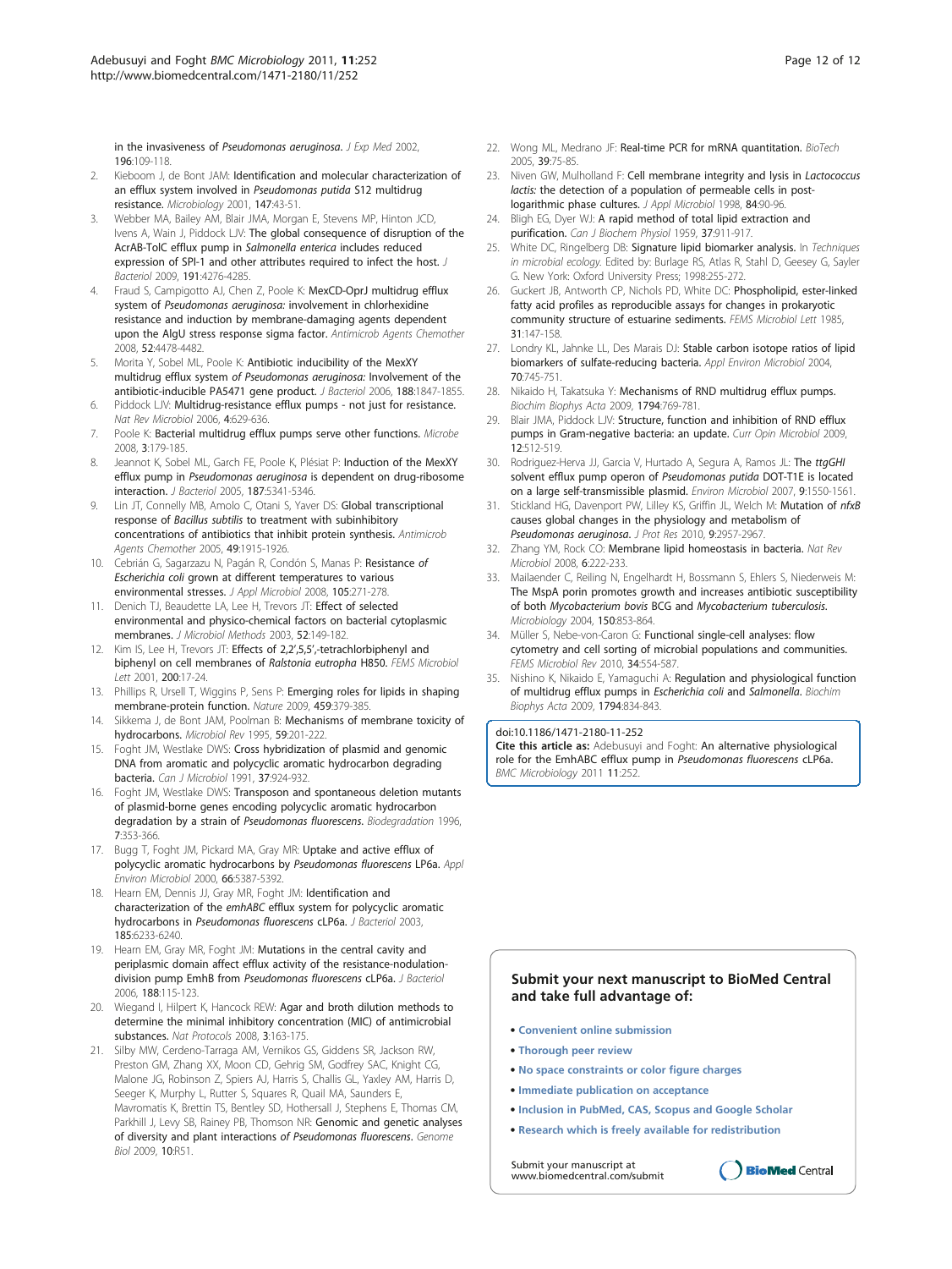in the invasiveness of *Pseudomonas aeruginosa*. *J Exp Med* 2002, 196:109-118.

2. Kieboom J, de Bont JAM: **Identification and molecular characterization of an efflux system involved in *Pseudomonas putida* S12 multidrug resistance.** *Microbiology* 2001, 147:43-51.
3. Webber MA, Bailey AM, Blair JMA, Morgan E, Stevens MP, Hinton JCD, Ivens A, Wain J, Piddock LJV: **The global consequence of disruption of the AcrAB-TolC efflux pump in *Salmonella enterica* includes reduced expression of SPI-1 and other attributes required to infect the host.** *J Bacteriol* 2009, 191:4276-4285.
4. Fraud S, Campigotto AJ, Chen Z, Poole K: **MexCD-OprJ multidrug efflux system of *Pseudomonas aeruginosa*: involvement in chlorhexidine resistance and induction by membrane-damaging agents dependent upon the AlgU stress response sigma factor.** *Antimicrob Agents Chemother* 2008, 52:4478-4482.
5. Morita Y, Sobel ML, Poole K: **Antibiotic inducibility of the MexXY multidrug efflux system of *Pseudomonas aeruginosa*: Involvement of the antibiotic-inducible PA5471 gene product.** *J Bacteriol* 2006, 188:1847-1855.
6. Piddock LJV: **Multidrug-resistance efflux pumps - not just for resistance.** *Nat Rev Microbiol* 2006, 4:629-636.
7. Poole K: **Bacterial multidrug efflux pumps serve other functions.** *Microbe* 2008, 3:179-185.
8. Jeannot K, Sobel ML, Garch FE, Poole K, Plésiat P: **Induction of the MexXY efflux pump in *Pseudomonas aeruginosa* is dependent on drug-ribosome interaction.** *J Bacteriol* 2005, 187:5341-5346.
9. Lin JT, Connelly MB, Amolo C, Otani S, Yaver DS: **Global transcriptional response of *Bacillus subtilis* to treatment with subinhibitory concentrations of antibiotics that inhibit protein synthesis.** *Antimicrob Agents Chemother* 2005, 49:1915-1926.
10. Cebrián G, Sagarzazu N, Pagán R, Condón S, Manas P: **Resistance of *Escherichia coli* grown at different temperatures to various environmental stresses.** *J Appl Microbiol* 2008, 105:271-278.
11. Denich TJ, Beaudette LA, Lee H, Trevors JT: **Effect of selected environmental and physico-chemical factors on bacterial cytoplasmic membranes.** *J Microbiol Methods* 2003, 52:149-182.
12. Kim IS, Lee H, Trevors JT: **Effects of 2,2',5,5',-tetrachlorbiphenyl and biphenyl on cell membranes of *Ralstonia eutropha* H850.** *FEMS Microbiol Lett* 2001, 200:17-24.
13. Phillips R, Ursell T, Wiggins P, Sens P: **Emerging roles for lipids in shaping membrane-protein function.** *Nature* 2009, 459:379-385.
14. Sikkema J, de Bont JAM, Poolman B: **Mechanisms of membrane toxicity of hydrocarbons.** *Microbiol Rev* 1995, 59:201-222.
15. Foght JM, Westlake DWS: **Cross hybridization of plasmid and genomic DNA from aromatic and polycyclic aromatic hydrocarbon degrading bacteria.** *Can J Microbiol* 1991, 37:924-932.
16. Foght JM, Westlake DWS: **Transposon and spontaneous deletion mutants of plasmid-borne genes encoding polycyclic aromatic hydrocarbon degradation by a strain of *Pseudomonas fluorescens*.** *Biodegradation* 1996, 7:353-366.
17. Bugg T, Foght JM, Pickard MA, Gray MR: **Uptake and active efflux of polycyclic aromatic hydrocarbons by *Pseudomonas fluorescens* LP6a.** *Appl Environ Microbiol* 2000, 66:5387-5392.
18. Hearn EM, Dennis JJ, Gray MR, Foght JM: **Identification and characterization of the *emhABC* efflux system for polycyclic aromatic hydrocarbons in *Pseudomonas fluorescens* cLP6a.** *J Bacteriol* 2003, 185:6233-6240.
19. Hearn EM, Gray MR, Foght JM: **Mutations in the central cavity and periplasmic domain affect efflux activity of the resistance-nodulation-division pump EmhB from *Pseudomonas fluorescens* cLP6a.** *J Bacteriol* 2006, 188:115-123.
20. Wiegand I, Hilpert K, Hancock REW: **Agar and broth dilution methods to determine the minimal inhibitory concentration (MIC) of antimicrobial substances.** *Nat Protocols* 2008, 3:163-175.
21. Silby MW, Cerdeno-Tarraga AM, Vernikos GS, Giddens SR, Jackson RW, Preston GM, Zhang XX, Moon CD, Gehrig SM, Godfrey SAC, Knight CG, Malone JG, Robinson Z, Spiers AJ, Harris S, Challis GL, Yaxley AM, Harris D, Seeger K, Murphy L, Rutter S, Squares R, Quail MA, Saunders E, Mavromatis K, Brettin TS, Bentley SD, Hothersall J, Stephens E, Thomas CM, Parkhill J, Levy SB, Rainey PB, Thomson NR: **Genomic and genetic analyses of diversity and plant interactions of *Pseudomonas fluorescens*.** *Genome Biol* 2009, 10:R51.
22. Wong ML, Medrano JF: **Real-time PCR for mRNA quantitation.** *BioTech* 2005, 39:75-85.
23. Niven GW, Mulholland F: **Cell membrane integrity and lysis in *Lactococcus lactis*: the detection of a population of permeable cells in post-logarithmic phase cultures.** *J Appl Microbiol* 1998, 84:90-96.
24. Bligh EG, Dyer WJ: **A rapid method of total lipid extraction and purification.** *Can J Biochem Physiol* 1959, 37:911-917.
25. White DC, Ringelberg DB: **Signature lipid biomarker analysis.** In *Techniques in microbial ecology.* Edited by: Burlage RS, Atlas R, Stahl D, Geesey G, Sayler G. New York: Oxford University Press; 1998:255-272.
26. Guckert JB, Antworth CP, Nichols PD, White DC: **Phospholipid, ester-linked fatty acid profiles as reproducible assays for changes in prokaryotic community structure of estuarine sediments.** *FEMS Microbiol Lett* 1985, 31:147-158.
27. Londry KL, Jahnke LL, Des Marais DJ: **Stable carbon isotope ratios of lipid biomarkers of sulfate-reducing bacteria.** *Appl Environ Microbiol* 2004, 70:745-751.
28. Nikaido H, Takatsuka Y: **Mechanisms of RND multidrug efflux pumps.** *Biochim Biophys Acta* 2009, 1794:769-781.
29. Blair JMA, Piddock LJV: **Structure, function and inhibition of RND efflux pumps in Gram-negative bacteria: an update.** *Curr Opin Microbiol* 2009, 12:512-519.
30. Rodriguez-Herva JJ, Garcia V, Hurtado A, Segura A, Ramos JL: **The *ttgGHI* solvent efflux pump operon of *Pseudomonas putida* DOT-T1E is located on a large self-transmissible plasmid.** *Environ Microbiol* 2007, 9:1550-1561.
31. Stickland HG, Davenport PW, Lilley KS, Griffin JL, Welch M: **Mutation of *nfxB* causes global changes in the physiology and metabolism of *Pseudomonas aeruginosa*.** *J Prot Res* 2010, 9:2957-2967.
32. Zhang YM, Rock CO: **Membrane lipid homeostasis in bacteria.** *Nat Rev Microbiol* 2008, 6:222-233.
33. Mailaender C, Reiling N, Engelhardt H, Bossmann S, Ehlers S, Niederweis M: **The MspA porin promotes growth and increases antibiotic susceptibility of both *Mycobacterium bovis* BCG and *Mycobacterium tuberculosis*.** *Microbiology* 2004, 150:853-864.
34. Müller S, Nebe-von-Caron G: **Functional single-cell analyses: flow cytometry and cell sorting of microbial populations and communities.** *FEMS Microbiol Rev* 2010, 34:554-587.
35. Nishino K, Nikaido E, Yamaguchi A: **Regulation and physiological function of multidrug efflux pumps in *Escherichia coli* and *Salmonella*.** *Biochim Biophys Acta* 2009, 1794:834-843.

doi:10.1186/1471-2180-11-252

**Cite this article as:** Adebusuyi and Foght: An alternative physiological role for the EmhABC efflux pump in *Pseudomonas fluorescens* cLP6a. *BMC Microbiology* 2011 11:252.

**Submit your next manuscript to BioMed Central and take full advantage of:**

- **Convenient online submission**
- **Thorough peer review**
- **No space constraints or color figure charges**
- **Immediate publication on acceptance**
- **Inclusion in PubMed, CAS, Scopus and Google Scholar**
- **Research which is freely available for redistribution**

Submit your manuscript at
www.biomedcentral.com/submit

BioMed Central